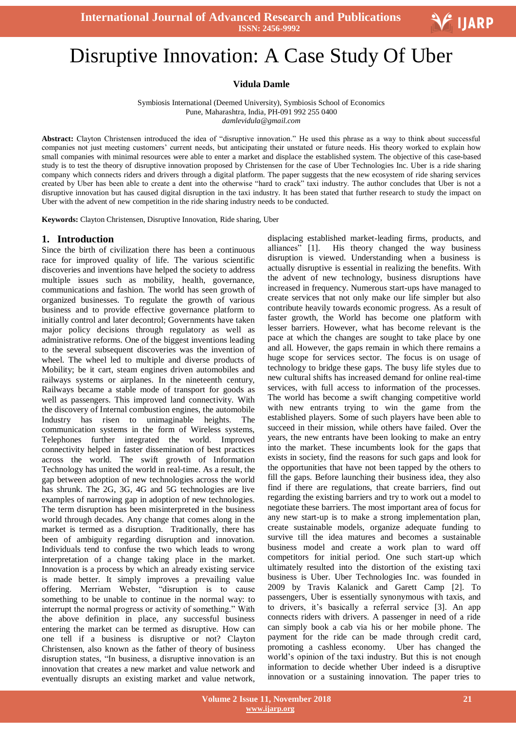# Disruptive Innovation: A Case Study Of Uber

**Vidula Damle**

Symbiosis International (Deemed University), Symbiosis School of Economics
Pune, Maharashtra, India, PH-091 992 255 0400
*damlevidula@gmail.com*

**Abstract:** Clayton Christensen introduced the idea of "disruptive innovation." He used this phrase as a way to think about successful companies not just meeting customers' current needs, but anticipating their unstated or future needs. His theory worked to explain how small companies with minimal resources were able to enter a market and displace the established system. The objective of this case-based study is to test the theory of disruptive innovation proposed by Christensen for the case of Uber Technologies Inc. Uber is a ride sharing company which connects riders and drivers through a digital platform. The paper suggests that the new ecosystem of ride sharing services created by Uber has been able to create a dent into the otherwise "hard to crack" taxi industry. The author concludes that Uber is not a disruptive innovation but has caused digital disruption in the taxi industry. It has been stated that further research to study the impact on Uber with the advent of new competition in the ride sharing industry needs to be conducted.

**Keywords:** Clayton Christensen, Disruptive Innovation, Ride sharing, Uber

## 1. Introduction

Since the birth of civilization there has been a continuous race for improved quality of life. The various scientific discoveries and inventions have helped the society to address multiple issues such as mobility, health, governance, communications and fashion. The world has seen growth of organized businesses. To regulate the growth of various business and to provide effective governance platform to initially control and later decontrol; Governments have taken major policy decisions through regulatory as well as administrative reforms. One of the biggest inventions leading to the several subsequent discoveries was the invention of wheel. The wheel led to multiple and diverse products of Mobility; be it cart, steam engines driven automobiles and railways systems or airplanes. In the nineteenth century, Railways became a stable mode of transport for goods as well as passengers. This improved land connectivity. With the discovery of Internal combustion engines, the automobile Industry has risen to unimaginable heights. The communication systems in the form of Wireless systems, Telephones further integrated the world. Improved connectivity helped in faster dissemination of best practices across the world. The swift growth of Information Technology has united the world in real-time. As a result, the gap between adoption of new technologies across the world has shrunk. The 2G, 3G, 4G and 5G technologies are live examples of narrowing gap in adoption of new technologies. The term disruption has been misinterpreted in the business world through decades. Any change that comes along in the market is termed as a disruption. Traditionally, there has been of ambiguity regarding disruption and innovation. Individuals tend to confuse the two which leads to wrong interpretation of a change taking place in the market. Innovation is a process by which an already existing service is made better. It simply improves a prevailing value offering. Merriam Webster, "disruption is to cause something to be unable to continue in the normal way: to interrupt the normal progress or activity of something." With the above definition in place, any successful business entering the market can be termed as disruptive. How can one tell if a business is disruptive or not? Clayton Christensen, also known as the father of theory of business disruption states, "In business, a disruptive innovation is an innovation that creates a new market and value network and eventually disrupts an existing market and value network, displacing established market-leading firms, products, and alliances" [1]. His theory changed the way business disruption is viewed. Understanding when a business is actually disruptive is essential in realizing the benefits. With the advent of new technology, business disruptions have increased in frequency. Numerous start-ups have managed to create services that not only make our life simpler but also contribute heavily towards economic progress. As a result of faster growth, the World has become one platform with lesser barriers. However, what has become relevant is the pace at which the changes are sought to take place by one and all. However, the gaps remain in which there remains a huge scope for services sector. The focus is on usage of technology to bridge these gaps. The busy life styles due to new cultural shifts has increased demand for online real-time services, with full access to information of the processes. The world has become a swift changing competitive world with new entrants trying to win the game from the established players. Some of such players have been able to succeed in their mission, while others have failed. Over the years, the new entrants have been looking to make an entry into the market. These incumbents look for the gaps that exists in society, find the reasons for such gaps and look for the opportunities that have not been tapped by the others to fill the gaps. Before launching their business idea, they also find if there are regulations, that create barriers, find out regarding the existing barriers and try to work out a model to negotiate these barriers. The most important area of focus for any new start-up is to make a strong implementation plan, create sustainable models, organize adequate funding to survive till the idea matures and becomes a sustainable business model and create a work plan to ward off competitors for initial period. One such start-up which ultimately resulted into the distortion of the existing taxi business is Uber. Uber Technologies Inc. was founded in 2009 by Travis Kalanick and Garett Camp [2]. To passengers, Uber is essentially synonymous with taxis, and to drivers, it's basically a referral service [3]. An app connects riders with drivers. A passenger in need of a ride can simply book a cab via his or her mobile phone. The payment for the ride can be made through credit card, promoting a cashless economy. Uber has changed the world's opinion of the taxi industry. But this is not enough information to decide whether Uber indeed is a disruptive innovation or a sustaining innovation. The paper tries to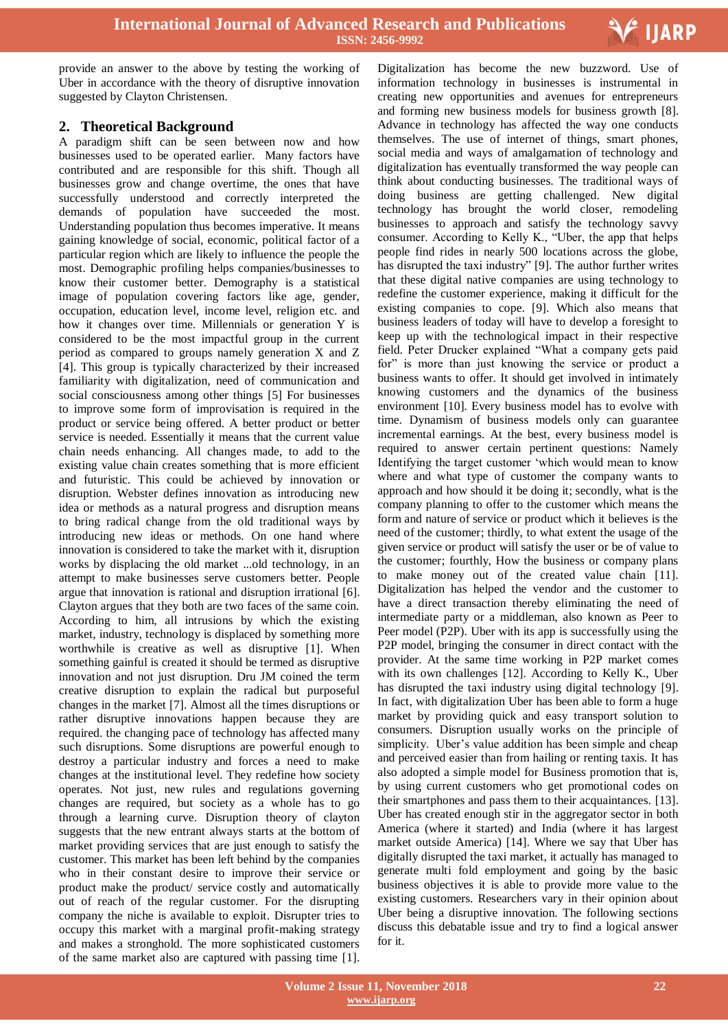provide an answer to the above by testing the working of Uber in accordance with the theory of disruptive innovation suggested by Clayton Christensen.

## 2. Theoretical Background

A paradigm shift can be seen between now and how businesses used to be operated earlier. Many factors have contributed and are responsible for this shift. Though all businesses grow and change overtime, the ones that have successfully understood and correctly interpreted the demands of population have succeeded the most. Understanding population thus becomes imperative. It means gaining knowledge of social, economic, political factor of a particular region which are likely to influence the people the most. Demographic profiling helps companies/businesses to know their customer better. Demography is a statistical image of population covering factors like age, gender, occupation, education level, income level, religion etc. and how it changes over time. Millennials or generation Y is considered to be the most impactful group in the current period as compared to groups namely generation X and Z [4]. This group is typically characterized by their increased familiarity with digitalization, need of communication and social consciousness among other things [5] For businesses to improve some form of improvisation is required in the product or service being offered. A better product or better service is needed. Essentially it means that the current value chain needs enhancing. All changes made, to add to the existing value chain creates something that is more efficient and futuristic. This could be achieved by innovation or disruption. Webster defines innovation as introducing new idea or methods as a natural progress and disruption means to bring radical change from the old traditional ways by introducing new ideas or methods. On one hand where innovation is considered to take the market with it, disruption works by displacing the old market ...old technology, in an attempt to make businesses serve customers better. People argue that innovation is rational and disruption irrational [6]. Clayton argues that they both are two faces of the same coin. According to him, all intrusions by which the existing market, industry, technology is displaced by something more worthwhile is creative as well as disruptive [1]. When something gainful is created it should be termed as disruptive innovation and not just disruption. Dru JM coined the term creative disruption to explain the radical but purposeful changes in the market [7]. Almost all the times disruptions or rather disruptive innovations happen because they are required. the changing pace of technology has affected many such disruptions. Some disruptions are powerful enough to destroy a particular industry and forces a need to make changes at the institutional level. They redefine how society operates. Not just, new rules and regulations governing changes are required, but society as a whole has to go through a learning curve. Disruption theory of clayton suggests that the new entrant always starts at the bottom of market providing services that are just enough to satisfy the customer. This market has been left behind by the companies who in their constant desire to improve their service or product make the product/ service costly and automatically out of reach of the regular customer. For the disrupting company the niche is available to exploit. Disrupter tries to occupy this market with a marginal profit-making strategy and makes a stronghold. The more sophisticated customers of the same market also are captured with passing time [1].

Digitalization has become the new buzzword. Use of information technology in businesses is instrumental in creating new opportunities and avenues for entrepreneurs and forming new business models for business growth [8]. Advance in technology has affected the way one conducts themselves. The use of internet of things, smart phones, social media and ways of amalgamation of technology and digitalization has eventually transformed the way people can think about conducting businesses. The traditional ways of doing business are getting challenged. New digital technology has brought the world closer, remodeling businesses to approach and satisfy the technology savvy consumer. According to Kelly K., "Uber, the app that helps people find rides in nearly 500 locations across the globe, has disrupted the taxi industry" [9]. The author further writes that these digital native companies are using technology to redefine the customer experience, making it difficult for the existing companies to cope. [9]. Which also means that business leaders of today will have to develop a foresight to keep up with the technological impact in their respective field. Peter Drucker explained "What a company gets paid for" is more than just knowing the service or product a business wants to offer. It should get involved in intimately knowing customers and the dynamics of the business environment [10]. Every business model has to evolve with time. Dynamism of business models only can guarantee incremental earnings. At the best, every business model is required to answer certain pertinent questions: Namely Identifying the target customer 'which would mean to know where and what type of customer the company wants to approach and how should it be doing it; secondly, what is the company planning to offer to the customer which means the form and nature of service or product which it believes is the need of the customer; thirdly, to what extent the usage of the given service or product will satisfy the user or be of value to the customer; fourthly, How the business or company plans to make money out of the created value chain [11]. Digitalization has helped the vendor and the customer to have a direct transaction thereby eliminating the need of intermediate party or a middleman, also known as Peer to Peer model (P2P). Uber with its app is successfully using the P2P model, bringing the consumer in direct contact with the provider. At the same time working in P2P market comes with its own challenges [12]. According to Kelly K., Uber has disrupted the taxi industry using digital technology [9]. In fact, with digitalization Uber has been able to form a huge market by providing quick and easy transport solution to consumers. Disruption usually works on the principle of simplicity. Uber's value addition has been simple and cheap and perceived easier than from hailing or renting taxis. It has also adopted a simple model for Business promotion that is, by using current customers who get promotional codes on their smartphones and pass them to their acquaintances. [13]. Uber has created enough stir in the aggregator sector in both America (where it started) and India (where it has largest market outside America) [14]. Where we say that Uber has digitally disrupted the taxi market, it actually has managed to generate multi fold employment and going by the basic business objectives it is able to provide more value to the existing customers. Researchers vary in their opinion about Uber being a disruptive innovation. The following sections discuss this debatable issue and try to find a logical answer for it.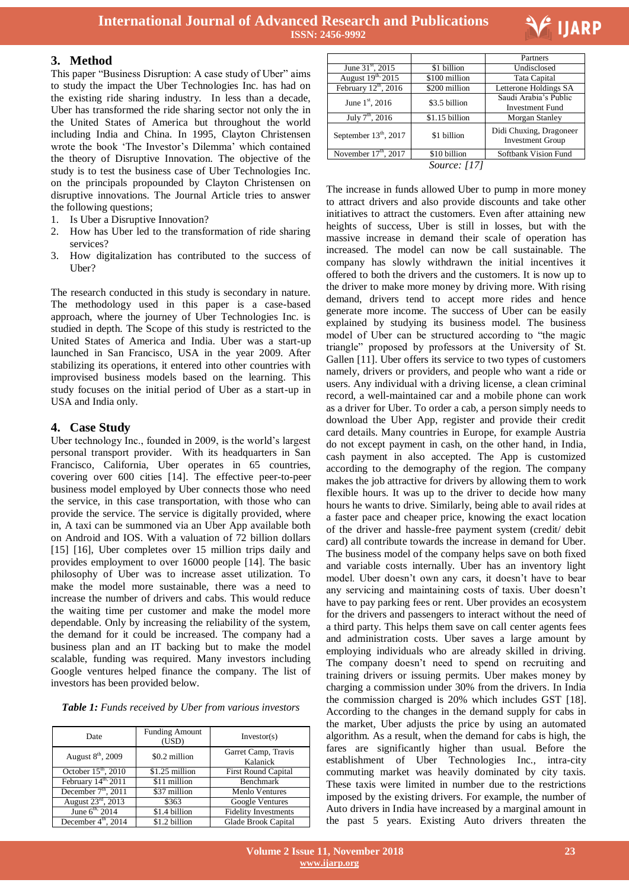## 3. Method

This paper "Business Disruption: A case study of Uber" aims to study the impact the Uber Technologies Inc. has had on the existing ride sharing industry. In less than a decade, Uber has transformed the ride sharing sector not only the in the United States of America but throughout the world including India and China. In 1995, Clayton Christensen wrote the book 'The Investor's Dilemma' which contained the theory of Disruptive Innovation. The objective of the study is to test the business case of Uber Technologies Inc. on the principals propounded by Clayton Christensen on disruptive innovations. The Journal Article tries to answer the following questions;

1. Is Uber a Disruptive Innovation?
2. How has Uber led to the transformation of ride sharing services?
3. How digitalization has contributed to the success of Uber?

The research conducted in this study is secondary in nature. The methodology used in this paper is a case-based approach, where the journey of Uber Technologies Inc. is studied in depth. The Scope of this study is restricted to the United States of America and India. Uber was a start-up launched in San Francisco, USA in the year 2009. After stabilizing its operations, it entered into other countries with improved business models based on the learning. This study focuses on the initial period of Uber as a start-up in USA and India only.

## 4. Case Study

Uber technology Inc., founded in 2009, is the world's largest personal transport provider. With its headquarters in San Francisco, California, Uber operates in 65 countries, covering over 600 cities [14]. The effective peer-to-peer business model employed by Uber connects those who need the service, in this case transportation, with those who can provide the service. The service is digitally provided, where in, A taxi can be summoned via an Uber App available both on Android and IOS. With a valuation of 72 billion dollars [15] [16], Uber completes over 15 million trips daily and provides employment to over 16000 people [14]. The basic philosophy of Uber was to increase asset utilization. To make the model more sustainable, there was a need to increase the number of drivers and cabs. This would reduce the waiting time per customer and make the model more dependable. Only by increasing the reliability of the system, the demand for it could be increased. The company had a business plan and an IT backing but to make the model scalable, funding was required. Many investors including Google ventures helped finance the company. The list of investors has been provided below.

***Table 1:** Funds received by Uber from various investors*

| Date | Funding Amount (USD) | Investor(s) |
|---|---|---|
| August 8th, 2009 | $0.2 million | Garret Camp, Travis Kalanick |
| October 15th, 2010 | $1.25 million | First Round Capital |
| February 14th, 2011 | $11 million | Benchmark |
| December 7th, 2011 | $37 million | Menlo Ventures |
| August 23rd, 2013 | $363 | Google Ventures |
| June 6th, 2014 | $1.4 billion | Fidelity Investments |
| December 4th, 2014 | $1.2 billion | Glade Brook Capital |
| | | Partners |
| June 31st, 2015 | $1 billion | Undisclosed |
| August 19th, 2015 | $100 million | Tata Capital |
| February 12th, 2016 | $200 million | Letterone Holdings SA |
| June 1st, 2016 | $3.5 billion | Saudi Arabia's Public Investment Fund |
| July 7th, 2016 | $1.15 billion | Morgan Stanley |
| September 13th, 2017 | $1 billion | Didi Chuxing, Dragoneer Investment Group |
| November 17th, 2017 | $10 billion | Softbank Vision Fund |

*Source: [17]*

The increase in funds allowed Uber to pump in more money to attract drivers and also provide discounts and take other initiatives to attract the customers. Even after attaining new heights of success, Uber is still in losses, but with the massive increase in demand their scale of operation has increased. The model can now be call sustainable. The company has slowly withdrawn the initial incentives it offered to both the drivers and the customers. It is now up to the driver to make more money by driving more. With rising demand, drivers tend to accept more rides and hence generate more income. The success of Uber can be easily explained by studying its business model. The business model of Uber can be structured according to "the magic triangle" proposed by professors at the University of St. Gallen [11]. Uber offers its service to two types of customers namely, drivers or providers, and people who want a ride or users. Any individual with a driving license, a clean criminal record, a well-maintained car and a mobile phone can work as a driver for Uber. To order a cab, a person simply needs to download the Uber App, register and provide their credit card details. Many countries in Europe, for example Austria do not except payment in cash, on the other hand, in India, cash payment in also accepted. The App is customized according to the demography of the region. The company makes the job attractive for drivers by allowing them to work flexible hours. It was up to the driver to decide how many hours he wants to drive. Similarly, being able to avail rides at a faster pace and cheaper price, knowing the exact location of the driver and hassle-free payment system (credit/ debit card) all contribute towards the increase in demand for Uber. The business model of the company helps save on both fixed and variable costs internally. Uber has an inventory light model. Uber doesn't own any cars, it doesn't have to bear any servicing and maintaining costs of taxis. Uber doesn't have to pay parking fees or rent. Uber provides an ecosystem for the drivers and passengers to interact without the need of a third party. This helps them save on call center agents fees and administration costs. Uber saves a large amount by employing individuals who are already skilled in driving. The company doesn't need to spend on recruiting and training drivers or issuing permits. Uber makes money by charging a commission under 30% from the drivers. In India the commission charged is 20% which includes GST [18]. According to the changes in the demand supply for cabs in the market, Uber adjusts the price by using an automated algorithm. As a result, when the demand for cabs is high, the fares are significantly higher than usual. Before the establishment of Uber Technologies Inc., intra-city commuting market was heavily dominated by city taxis. These taxis were limited in number due to the restrictions imposed by the existing drivers. For example, the number of Auto drivers in India have increased by a marginal amount in the past 5 years. Existing Auto drivers threaten the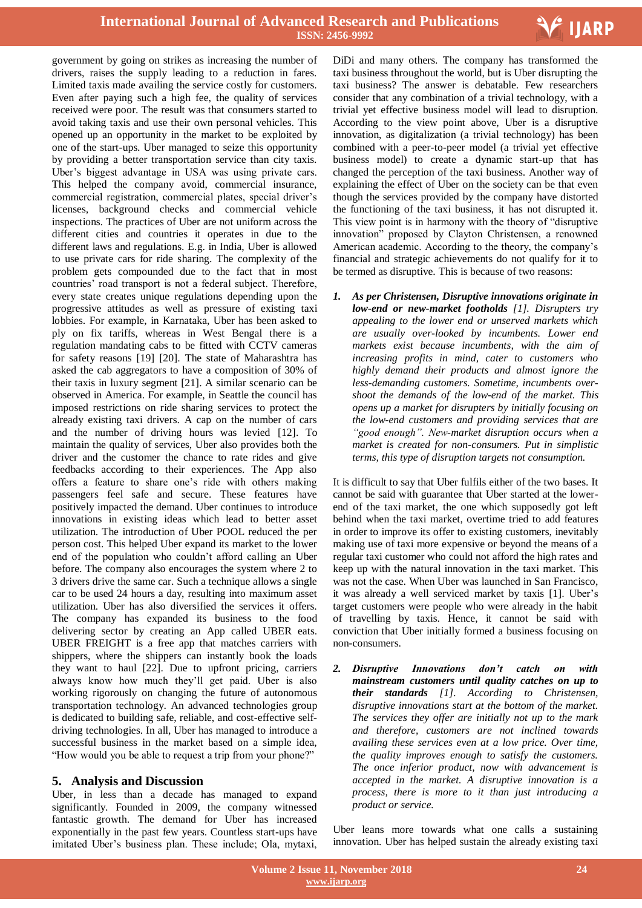government by going on strikes as increasing the number of drivers, raises the supply leading to a reduction in fares. Limited taxis made availing the service costly for customers. Even after paying such a high fee, the quality of services received were poor. The result was that consumers started to avoid taking taxis and use their own personal vehicles. This opened up an opportunity in the market to be exploited by one of the start-ups. Uber managed to seize this opportunity by providing a better transportation service than city taxis. Uber's biggest advantage in USA was using private cars. This helped the company avoid, commercial insurance, commercial registration, commercial plates, special driver's licenses, background checks and commercial vehicle inspections. The practices of Uber are not uniform across the different cities and countries it operates in due to the different laws and regulations. E.g. in India, Uber is allowed to use private cars for ride sharing. The complexity of the problem gets compounded due to the fact that in most countries' road transport is not a federal subject. Therefore, every state creates unique regulations depending upon the progressive attitudes as well as pressure of existing taxi lobbies. For example, in Karnataka, Uber has been asked to ply on fix tariffs, whereas in West Bengal there is a regulation mandating cabs to be fitted with CCTV cameras for safety reasons [19] [20]. The state of Maharashtra has asked the cab aggregators to have a composition of 30% of their taxis in luxury segment [21]. A similar scenario can be observed in America. For example, in Seattle the council has imposed restrictions on ride sharing services to protect the already existing taxi drivers. A cap on the number of cars and the number of driving hours was levied [12]. To maintain the quality of services, Uber also provides both the driver and the customer the chance to rate rides and give feedbacks according to their experiences. The App also offers a feature to share one's ride with others making passengers feel safe and secure. These features have positively impacted the demand. Uber continues to introduce innovations in existing ideas which lead to better asset utilization. The introduction of Uber POOL reduced the per person cost. This helped Uber expand its market to the lower end of the population who couldn't afford calling an Uber before. The company also encourages the system where 2 to 3 drivers drive the same car. Such a technique allows a single car to be used 24 hours a day, resulting into maximum asset utilization. Uber has also diversified the services it offers. The company has expanded its business to the food delivering sector by creating an App called UBER eats. UBER FREIGHT is a free app that matches carriers with shippers, where the shippers can instantly book the loads they want to haul [22]. Due to upfront pricing, carriers always know how much they'll get paid. Uber is also working rigorously on changing the future of autonomous transportation technology. An advanced technologies group is dedicated to building safe, reliable, and cost-effective self-driving technologies. In all, Uber has managed to introduce a successful business in the market based on a simple idea, "How would you be able to request a trip from your phone?"

## 5. Analysis and Discussion

Uber, in less than a decade has managed to expand significantly. Founded in 2009, the company witnessed fantastic growth. The demand for Uber has increased exponentially in the past few years. Countless start-ups have imitated Uber's business plan. These include; Ola, mytaxi, DiDi and many others. The company has transformed the taxi business throughout the world, but is Uber disrupting the taxi business? The answer is debatable. Few researchers consider that any combination of a trivial technology, with a trivial yet effective business model will lead to disruption. According to the view point above, Uber is a disruptive innovation, as digitalization (a trivial technology) has been combined with a peer-to-peer model (a trivial yet effective business model) to create a dynamic start-up that has changed the perception of the taxi business. Another way of explaining the effect of Uber on the society can be that even though the services provided by the company have distorted the functioning of the taxi business, it has not disrupted it. This view point is in harmony with the theory of "disruptive innovation" proposed by Clayton Christensen, a renowned American academic. According to the theory, the company's financial and strategic achievements do not qualify for it to be termed as disruptive. This is because of two reasons:

1. ***As per Christensen, Disruptive innovations originate in low-end or new-market footholds*** *[1]. Disrupters try appealing to the lower end or unserved markets which are usually over-looked by incumbents. Lower end markets exist because incumbents, with the aim of increasing profits in mind, cater to customers who highly demand their products and almost ignore the less-demanding customers. Sometime, incumbents over-shoot the demands of the low-end of the market. This opens up a market for disrupters by initially focusing on the low-end customers and providing services that are "good enough". New-market disruption occurs when a market is created for non-consumers. Put in simplistic terms, this type of disruption targets not consumption.*

It is difficult to say that Uber fulfils either of the two bases. It cannot be said with guarantee that Uber started at the lower-end of the taxi market, the one which supposedly got left behind when the taxi market, overtime tried to add features in order to improve its offer to existing customers, inevitably making use of taxi more expensive or beyond the means of a regular taxi customer who could not afford the high rates and keep up with the natural innovation in the taxi market. This was not the case. When Uber was launched in San Francisco, it was already a well serviced market by taxis [1]. Uber's target customers were people who were already in the habit of travelling by taxis. Hence, it cannot be said with conviction that Uber initially formed a business focusing on non-consumers.

2. ***Disruptive Innovations don't catch on with mainstream customers until quality catches on up to their standards*** *[1]. According to Christensen, disruptive innovations start at the bottom of the market. The services they offer are initially not up to the mark and therefore, customers are not inclined towards availing these services even at a low price. Over time, the quality improves enough to satisfy the customers. The once inferior product, now with advancement is accepted in the market. A disruptive innovation is a process, there is more to it than just introducing a product or service.*

Uber leans more towards what one calls a sustaining innovation. Uber has helped sustain the already existing taxi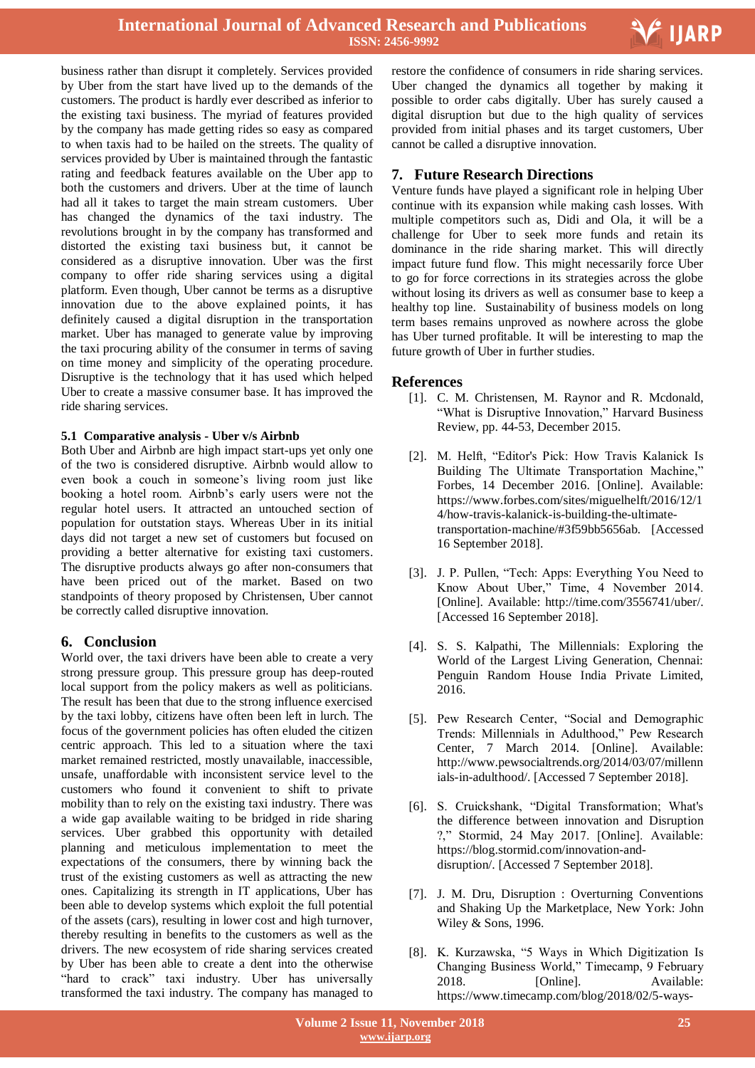business rather than disrupt it completely. Services provided by Uber from the start have lived up to the demands of the customers. The product is hardly ever described as inferior to the existing taxi business. The myriad of features provided by the company has made getting rides so easy as compared to when taxis had to be hailed on the streets. The quality of services provided by Uber is maintained through the fantastic rating and feedback features available on the Uber app to both the customers and drivers. Uber at the time of launch had all it takes to target the main stream customers. Uber has changed the dynamics of the taxi industry. The revolutions brought in by the company has transformed and distorted the existing taxi business but, it cannot be considered as a disruptive innovation. Uber was the first company to offer ride sharing services using a digital platform. Even though, Uber cannot be terms as a disruptive innovation due to the above explained points, it has definitely caused a digital disruption in the transportation market. Uber has managed to generate value by improving the taxi procuring ability of the consumer in terms of saving on time money and simplicity of the operating procedure. Disruptive is the technology that it has used which helped Uber to create a massive consumer base. It has improved the ride sharing services.

### 5.1 Comparative analysis - Uber v/s Airbnb

Both Uber and Airbnb are high impact start-ups yet only one of the two is considered disruptive. Airbnb would allow to even book a couch in someone's living room just like booking a hotel room. Airbnb's early users were not the regular hotel users. It attracted an untouched section of population for outstation stays. Whereas Uber in its initial days did not target a new set of customers but focused on providing a better alternative for existing taxi customers. The disruptive products always go after non-consumers that have been priced out of the market. Based on two standpoints of theory proposed by Christensen, Uber cannot be correctly called disruptive innovation.

## 6. Conclusion

World over, the taxi drivers have been able to create a very strong pressure group. This pressure group has deep-routed local support from the policy makers as well as politicians. The result has been that due to the strong influence exercised by the taxi lobby, citizens have often been left in lurch. The focus of the government policies has often eluded the citizen centric approach. This led to a situation where the taxi market remained restricted, mostly unavailable, inaccessible, unsafe, unaffordable with inconsistent service level to the customers who found it convenient to shift to private mobility than to rely on the existing taxi industry. There was a wide gap available waiting to be bridged in ride sharing services. Uber grabbed this opportunity with detailed planning and meticulous implementation to meet the expectations of the consumers, there by winning back the trust of the existing customers as well as attracting the new ones. Capitalizing its strength in IT applications, Uber has been able to develop systems which exploit the full potential of the assets (cars), resulting in lower cost and high turnover, thereby resulting in benefits to the customers as well as the drivers. The new ecosystem of ride sharing services created by Uber has been able to create a dent into the otherwise "hard to crack" taxi industry. Uber has universally transformed the taxi industry. The company has managed to restore the confidence of consumers in ride sharing services. Uber changed the dynamics all together by making it possible to order cabs digitally. Uber has surely caused a digital disruption but due to the high quality of services provided from initial phases and its target customers, Uber cannot be called a disruptive innovation.

## 7. Future Research Directions

Venture funds have played a significant role in helping Uber continue with its expansion while making cash losses. With multiple competitors such as, Didi and Ola, it will be a challenge for Uber to seek more funds and retain its dominance in the ride sharing market. This will directly impact future fund flow. This might necessarily force Uber to go for force corrections in its strategies across the globe without losing its drivers as well as consumer base to keep a healthy top line. Sustainability of business models on long term bases remains unproved as nowhere across the globe has Uber turned profitable. It will be interesting to map the future growth of Uber in further studies.

## References

[1]. C. M. Christensen, M. Raynor and R. Mcdonald, "What is Disruptive Innovation," Harvard Business Review, pp. 44-53, December 2015.

[2]. M. Helft, "Editor's Pick: How Travis Kalanick Is Building The Ultimate Transportation Machine," Forbes, 14 December 2016. [Online]. Available: https://www.forbes.com/sites/miguelhelft/2016/12/14/how-travis-kalanick-is-building-the-ultimate-transportation-machine/#3f59bb5656ab. [Accessed 16 September 2018].

[3]. J. P. Pullen, "Tech: Apps: Everything You Need to Know About Uber," Time, 4 November 2014. [Online]. Available: http://time.com/3556741/uber/. [Accessed 16 September 2018].

[4]. S. S. Kalpathi, The Millennials: Exploring the World of the Largest Living Generation, Chennai: Penguin Random House India Private Limited, 2016.

[5]. Pew Research Center, "Social and Demographic Trends: Millennials in Adulthood," Pew Research Center, 7 March 2014. [Online]. Available: http://www.pewsocialtrends.org/2014/03/07/millennials-in-adulthood/. [Accessed 7 September 2018].

[6]. S. Cruickshank, "Digital Transformation; What's the difference between innovation and Disruption ?," Stormid, 24 May 2017. [Online]. Available: https://blog.stormid.com/innovation-and-disruption/. [Accessed 7 September 2018].

[7]. J. M. Dru, Disruption : Overturning Conventions and Shaking Up the Marketplace, New York: John Wiley & Sons, 1996.

[8]. K. Kurzawska, "5 Ways in Which Digitization Is Changing Business World," Timecamp, 9 February 2018. [Online]. Available: https://www.timecamp.com/blog/2018/02/5-ways-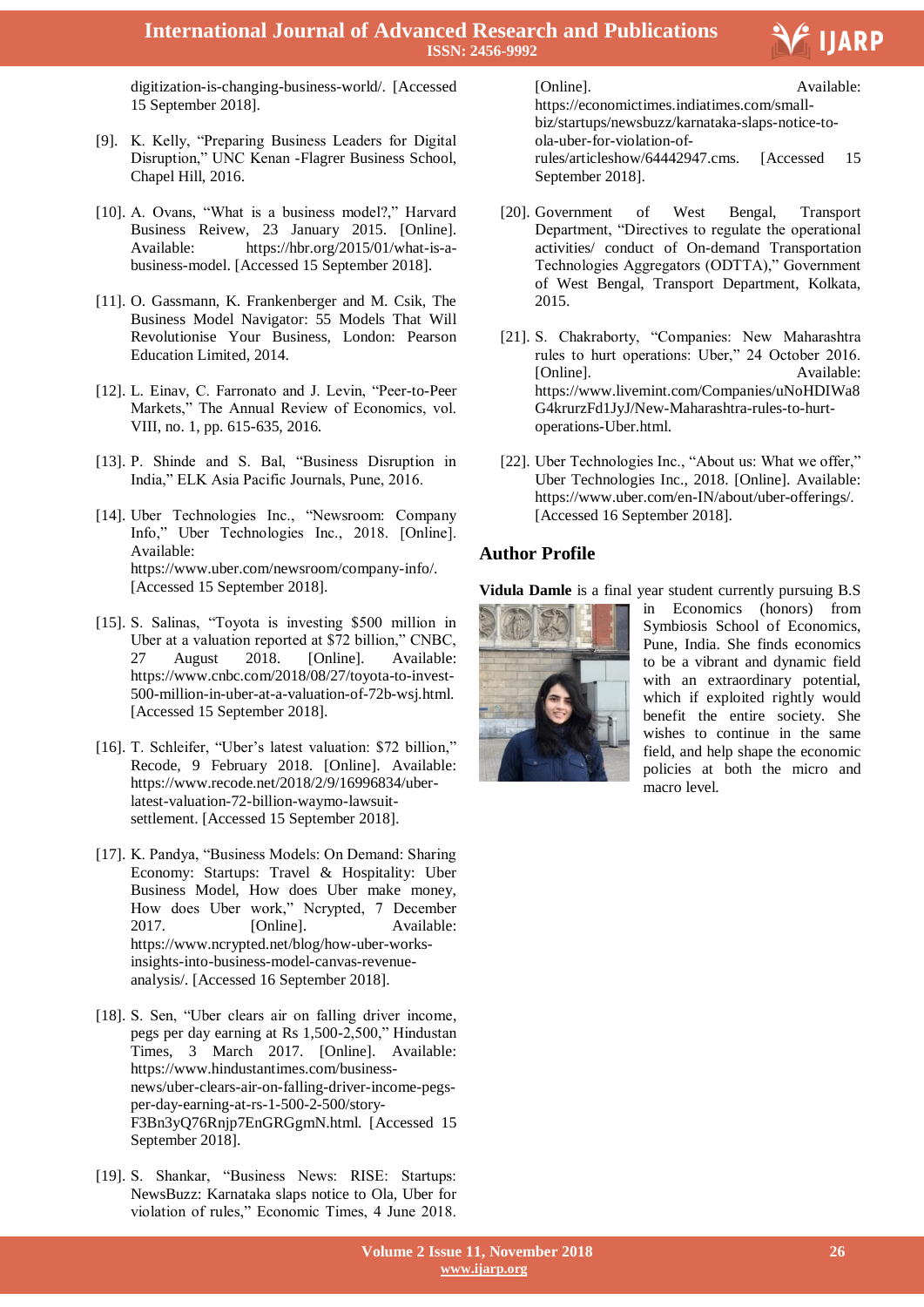digitization-is-changing-business-world/. [Accessed 15 September 2018].

[9]. K. Kelly, "Preparing Business Leaders for Digital Disruption," UNC Kenan -Flagrer Business School, Chapel Hill, 2016.

[10]. A. Ovans, "What is a business model?," Harvard Business Reivew, 23 January 2015. [Online]. Available: https://hbr.org/2015/01/what-is-a-business-model. [Accessed 15 September 2018].

[11]. O. Gassmann, K. Frankenberger and M. Csik, The Business Model Navigator: 55 Models That Will Revolutionise Your Business, London: Pearson Education Limited, 2014.

[12]. L. Einav, C. Farronato and J. Levin, "Peer-to-Peer Markets," The Annual Review of Economics, vol. VIII, no. 1, pp. 615-635, 2016.

[13]. P. Shinde and S. Bal, "Business Disruption in India," ELK Asia Pacific Journals, Pune, 2016.

[14]. Uber Technologies Inc., "Newsroom: Company Info," Uber Technologies Inc., 2018. [Online]. Available: https://www.uber.com/newsroom/company-info/. [Accessed 15 September 2018].

[15]. S. Salinas, "Toyota is investing $500 million in Uber at a valuation reported at $72 billion," CNBC, 27 August 2018. [Online]. Available: https://www.cnbc.com/2018/08/27/toyota-to-invest-500-million-in-uber-at-a-valuation-of-72b-wsj.html. [Accessed 15 September 2018].

[16]. T. Schleifer, "Uber's latest valuation: $72 billion," Recode, 9 February 2018. [Online]. Available: https://www.recode.net/2018/2/9/16996834/uber-latest-valuation-72-billion-waymo-lawsuit-settlement. [Accessed 15 September 2018].

[17]. K. Pandya, "Business Models: On Demand: Sharing Economy: Startups: Travel & Hospitality: Uber Business Model, How does Uber make money, How does Uber work," Ncrypted, 7 December 2017. [Online]. Available: https://www.ncrypted.net/blog/how-uber-works-insights-into-business-model-canvas-revenue-analysis/. [Accessed 16 September 2018].

[18]. S. Sen, "Uber clears air on falling driver income, pegs per day earning at Rs 1,500-2,500," Hindustan Times, 3 March 2017. [Online]. Available: https://www.hindustantimes.com/business-news/uber-clears-air-on-falling-driver-income-pegs-per-day-earning-at-rs-1-500-2-500/story-F3Bn3yQ76Rnjp7EnGRGgmN.html. [Accessed 15 September 2018].

[19]. S. Shankar, "Business News: RISE: Startups: NewsBuzz: Karnataka slaps notice to Ola, Uber for violation of rules," Economic Times, 4 June 2018. [Online]. Available: https://economictimes.indiatimes.com/small-biz/startups/newsbuzz/karnataka-slaps-notice-to-ola-uber-for-violation-of-rules/articleshow/64442947.cms. [Accessed 15 September 2018].

[20]. Government of West Bengal, Transport Department, "Directives to regulate the operational activities/ conduct of On-demand Transportation Technologies Aggregators (ODTTA)," Government of West Bengal, Transport Department, Kolkata, 2015.

[21]. S. Chakraborty, "Companies: New Maharashtra rules to hurt operations: Uber," 24 October 2016. [Online]. Available: https://www.livemint.com/Companies/uNoHDIWa8G4krurzFd1JyJ/New-Maharashtra-rules-to-hurt-operations-Uber.html.

[22]. Uber Technologies Inc., "About us: What we offer," Uber Technologies Inc., 2018. [Online]. Available: https://www.uber.com/en-IN/about/uber-offerings/. [Accessed 16 September 2018].

## Author Profile

**Vidula Damle** is a final year student currently pursuing B.S in Economics (honors) from Symbiosis School of Economics, Pune, India. She finds economics to be a vibrant and dynamic field with an extraordinary potential, which if exploited rightly would benefit the entire society. She wishes to continue in the same field, and help shape the economic policies at both the micro and macro level.